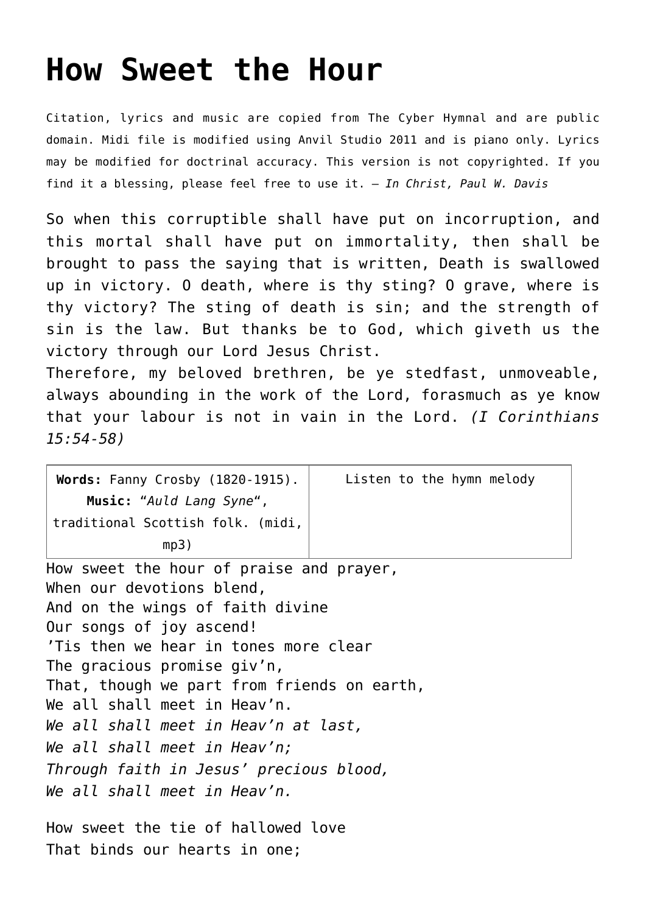# How Sweet the Hour

Citation, lyrics and music are copied from The Cyber Hymnal and are public domain. Midi file is modified using Anvil Studio 2011 and is piano only. Lyrics may be modified for doctrinal accuracy. This version is not copyrighted. If you find it a blessing, please feel free to use it. – *In Christ, Paul W. Davis*

So when this corruptible shall have put on incorruption, and this mortal shall have put on immortality, then shall be brought to pass the saying that is written, Death is swallowed up in victory. O death, where is thy sting? O grave, where is thy victory? The sting of death is sin; and the strength of sin is the law. But thanks be to God, which giveth us the victory through our Lord Jesus Christ.
Therefore, my beloved brethren, be ye stedfast, unmoveable, always abounding in the work of the Lord, forasmuch as ye know that your labour is not in vain in the Lord. *(I Corinthians 15:54-58)*

| **Words:** Fanny Crosby (1820-1915). **Music:** "*Auld Lang Syne*", traditional Scottish folk. (midi, mp3) | Listen to the hymn melody |
|---|---|

How sweet the hour of praise and prayer,
When our devotions blend,
And on the wings of faith divine
Our songs of joy ascend!
'Tis then we hear in tones more clear
The gracious promise giv'n,
That, though we part from friends on earth,
We all shall meet in Heav'n.
*We all shall meet in Heav'n at last,*
*We all shall meet in Heav'n;*
*Through faith in Jesus' precious blood,*
*We all shall meet in Heav'n.*

How sweet the tie of hallowed love
That binds our hearts in one;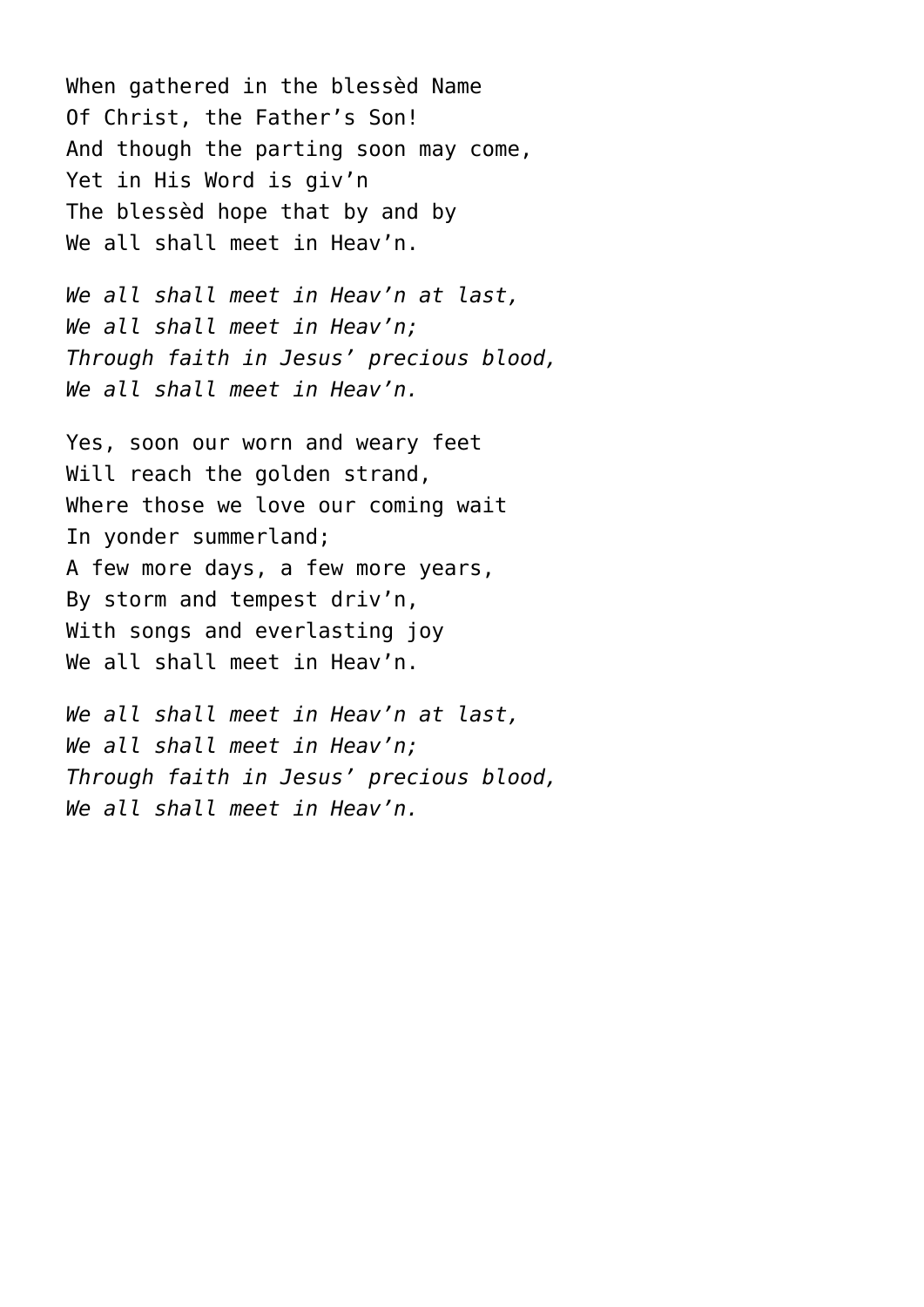When gathered in the blessèd Name
Of Christ, the Father's Son!
And though the parting soon may come,
Yet in His Word is giv'n
The blessèd hope that by and by
We all shall meet in Heav'n.

*We all shall meet in Heav'n at last,*
*We all shall meet in Heav'n;*
*Through faith in Jesus' precious blood,*
*We all shall meet in Heav'n.*

Yes, soon our worn and weary feet
Will reach the golden strand,
Where those we love our coming wait
In yonder summerland;
A few more days, a few more years,
By storm and tempest driv'n,
With songs and everlasting joy
We all shall meet in Heav'n.

*We all shall meet in Heav'n at last,*
*We all shall meet in Heav'n;*
*Through faith in Jesus' precious blood,*
*We all shall meet in Heav'n.*